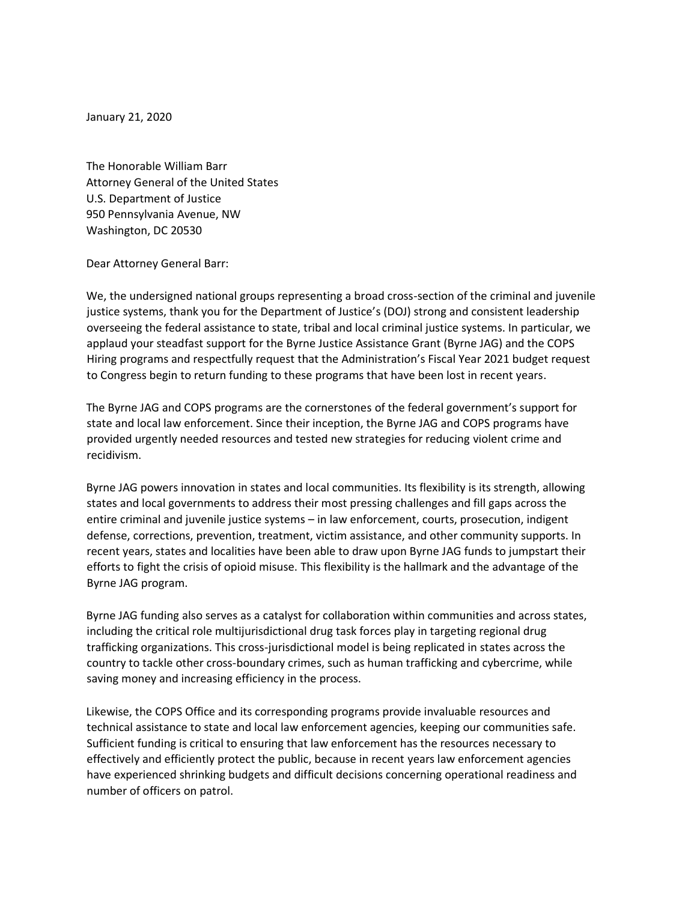January 21, 2020

The Honorable William Barr
Attorney General of the United States
U.S. Department of Justice
950 Pennsylvania Avenue, NW
Washington, DC 20530

Dear Attorney General Barr:

We, the undersigned national groups representing a broad cross-section of the criminal and juvenile justice systems, thank you for the Department of Justice's (DOJ) strong and consistent leadership overseeing the federal assistance to state, tribal and local criminal justice systems. In particular, we applaud your steadfast support for the Byrne Justice Assistance Grant (Byrne JAG) and the COPS Hiring programs and respectfully request that the Administration's Fiscal Year 2021 budget request to Congress begin to return funding to these programs that have been lost in recent years.

The Byrne JAG and COPS programs are the cornerstones of the federal government's support for state and local law enforcement. Since their inception, the Byrne JAG and COPS programs have provided urgently needed resources and tested new strategies for reducing violent crime and recidivism.

Byrne JAG powers innovation in states and local communities. Its flexibility is its strength, allowing states and local governments to address their most pressing challenges and fill gaps across the entire criminal and juvenile justice systems – in law enforcement, courts, prosecution, indigent defense, corrections, prevention, treatment, victim assistance, and other community supports. In recent years, states and localities have been able to draw upon Byrne JAG funds to jumpstart their efforts to fight the crisis of opioid misuse. This flexibility is the hallmark and the advantage of the Byrne JAG program.

Byrne JAG funding also serves as a catalyst for collaboration within communities and across states, including the critical role multijurisdictional drug task forces play in targeting regional drug trafficking organizations. This cross-jurisdictional model is being replicated in states across the country to tackle other cross-boundary crimes, such as human trafficking and cybercrime, while saving money and increasing efficiency in the process.

Likewise, the COPS Office and its corresponding programs provide invaluable resources and technical assistance to state and local law enforcement agencies, keeping our communities safe. Sufficient funding is critical to ensuring that law enforcement has the resources necessary to effectively and efficiently protect the public, because in recent years law enforcement agencies have experienced shrinking budgets and difficult decisions concerning operational readiness and number of officers on patrol.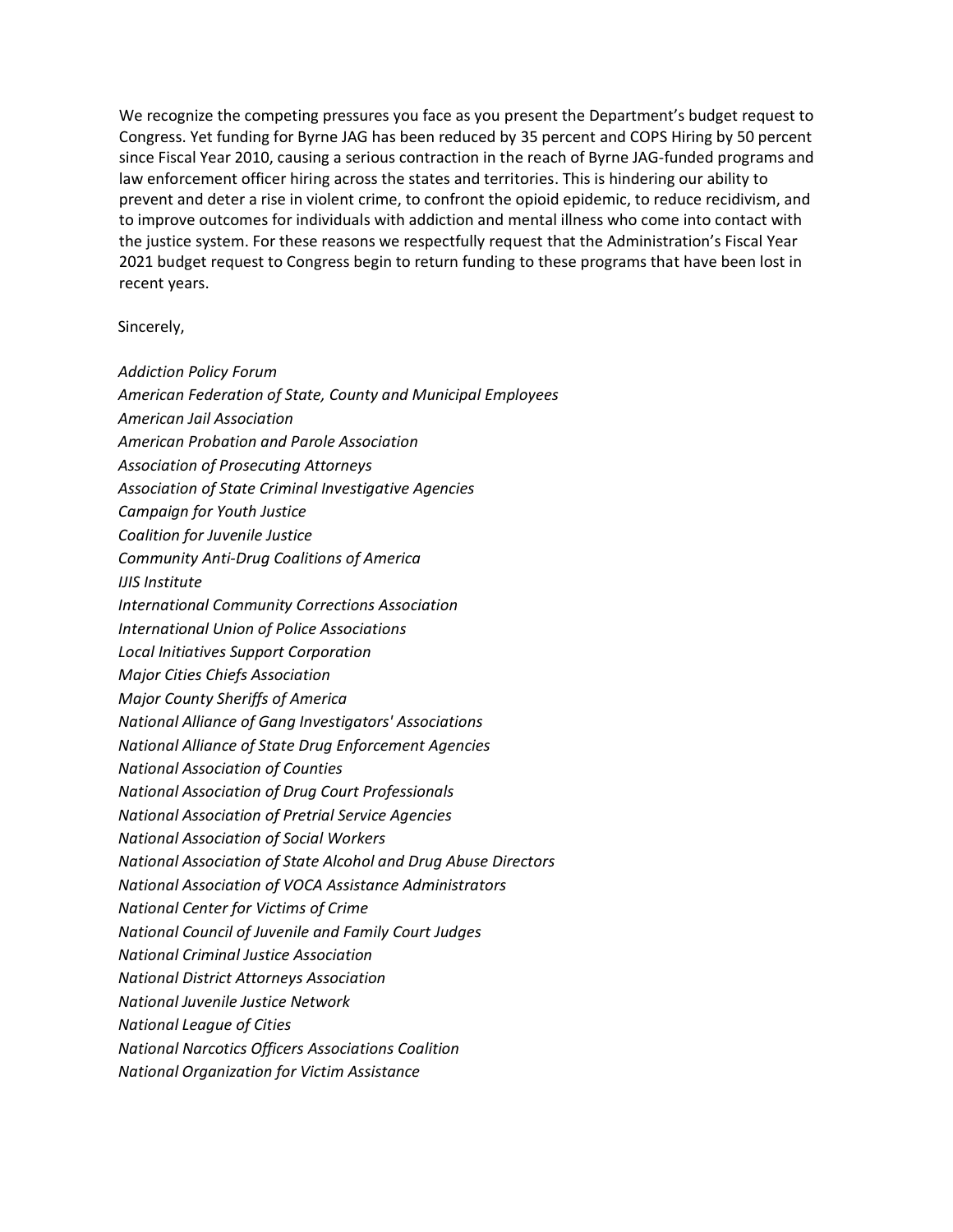We recognize the competing pressures you face as you present the Department's budget request to Congress. Yet funding for Byrne JAG has been reduced by 35 percent and COPS Hiring by 50 percent since Fiscal Year 2010, causing a serious contraction in the reach of Byrne JAG-funded programs and law enforcement officer hiring across the states and territories. This is hindering our ability to prevent and deter a rise in violent crime, to confront the opioid epidemic, to reduce recidivism, and to improve outcomes for individuals with addiction and mental illness who come into contact with the justice system. For these reasons we respectfully request that the Administration's Fiscal Year 2021 budget request to Congress begin to return funding to these programs that have been lost in recent years.

Sincerely,

*Addiction Policy Forum*
*American Federation of State, County and Municipal Employees*
*American Jail Association*
*American Probation and Parole Association*
*Association of Prosecuting Attorneys*
*Association of State Criminal Investigative Agencies*
*Campaign for Youth Justice*
*Coalition for Juvenile Justice*
*Community Anti-Drug Coalitions of America*
*IJIS Institute*
*International Community Corrections Association*
*International Union of Police Associations*
*Local Initiatives Support Corporation*
*Major Cities Chiefs Association*
*Major County Sheriffs of America*
*National Alliance of Gang Investigators' Associations*
*National Alliance of State Drug Enforcement Agencies*
*National Association of Counties*
*National Association of Drug Court Professionals*
*National Association of Pretrial Service Agencies*
*National Association of Social Workers*
*National Association of State Alcohol and Drug Abuse Directors*
*National Association of VOCA Assistance Administrators*
*National Center for Victims of Crime*
*National Council of Juvenile and Family Court Judges*
*National Criminal Justice Association*
*National District Attorneys Association*
*National Juvenile Justice Network*
*National League of Cities*
*National Narcotics Officers Associations Coalition*
*National Organization for Victim Assistance*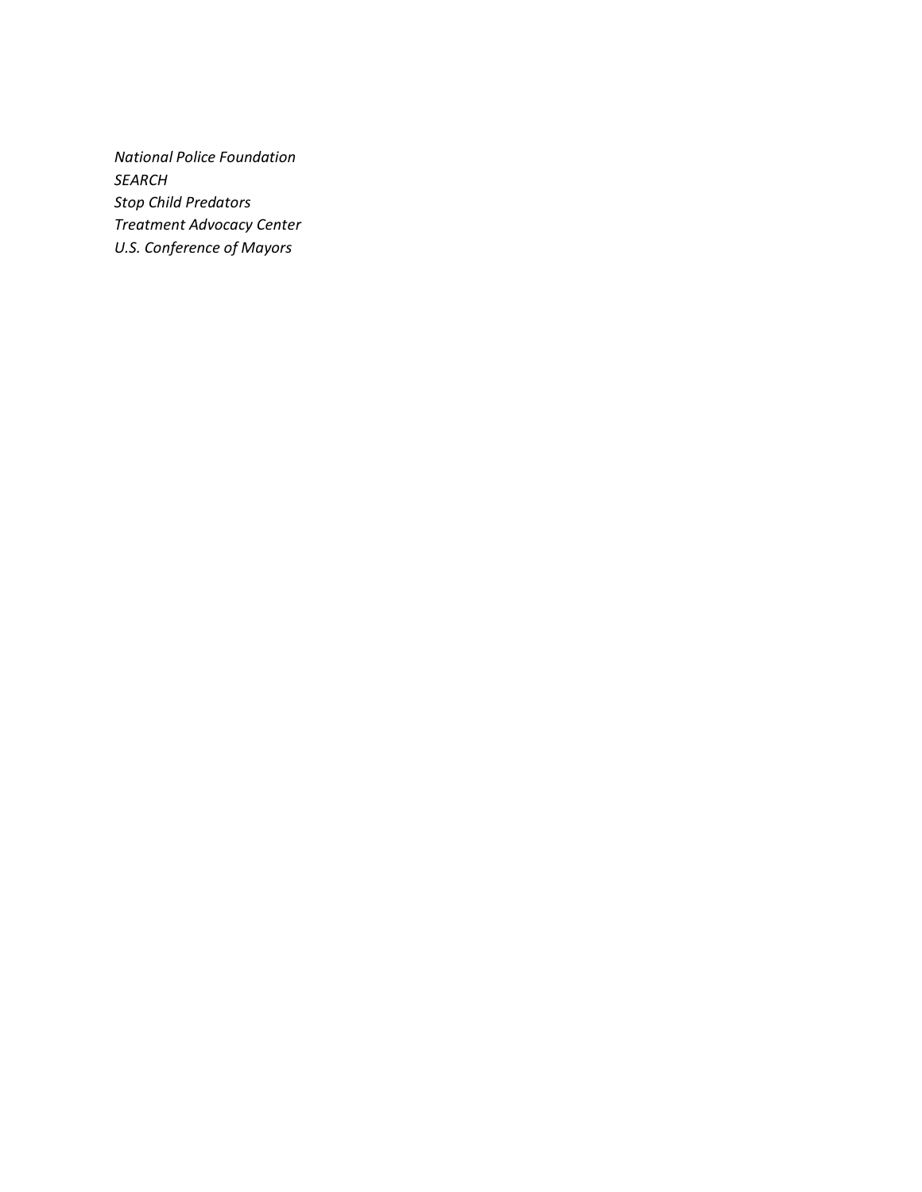*National Police Foundation*
*SEARCH*
*Stop Child Predators*
*Treatment Advocacy Center*
*U.S. Conference of Mayors*